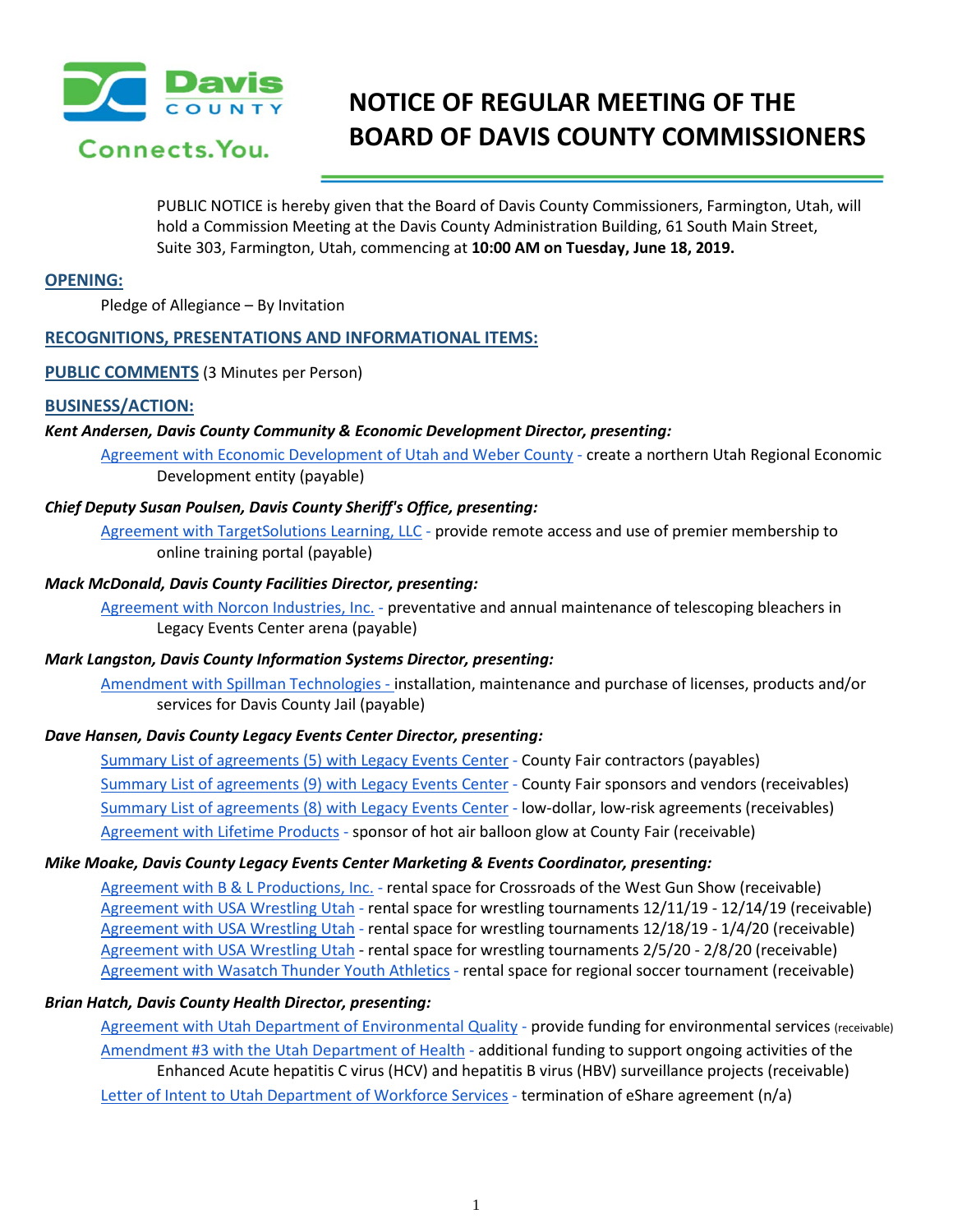# NOTICE OF REGULAR MEETING OF THE BOARD OF DAVIS COUNTY COMMISSIONERS

PUBLIC NOTICE is hereby given that the Board of Davis County Commissioners, Farmington, Utah, will hold a Commission Meeting at the Davis County Administration Building, 61 South Main Street, Suite 303, Farmington, Utah, commencing at **10:00 AM on Tuesday, June 18, 2019.**

## OPENING:

Pledge of Allegiance – By Invitation

## RECOGNITIONS, PRESENTATIONS AND INFORMATIONAL ITEMS:

## PUBLIC COMMENTS (3 Minutes per Person)

## BUSINESS/ACTION:

***Kent Andersen, Davis County Community & Economic Development Director, presenting:***

Agreement with Economic Development of Utah and Weber County - create a northern Utah Regional Economic Development entity (payable)

***Chief Deputy Susan Poulsen, Davis County Sheriff's Office, presenting:***

Agreement with TargetSolutions Learning, LLC - provide remote access and use of premier membership to online training portal (payable)

***Mack McDonald, Davis County Facilities Director, presenting:***

Agreement with Norcon Industries, Inc. - preventative and annual maintenance of telescoping bleachers in Legacy Events Center arena (payable)

***Mark Langston, Davis County Information Systems Director, presenting:***

Amendment with Spillman Technologies - installation, maintenance and purchase of licenses, products and/or services for Davis County Jail (payable)

***Dave Hansen, Davis County Legacy Events Center Director, presenting:***

Summary List of agreements (5) with Legacy Events Center - County Fair contractors (payables)
Summary List of agreements (9) with Legacy Events Center - County Fair sponsors and vendors (receivables)
Summary List of agreements (8) with Legacy Events Center - low-dollar, low-risk agreements (receivables)
Agreement with Lifetime Products - sponsor of hot air balloon glow at County Fair (receivable)

***Mike Moake, Davis County Legacy Events Center Marketing & Events Coordinator, presenting:***

Agreement with B & L Productions, Inc. - rental space for Crossroads of the West Gun Show (receivable)
Agreement with USA Wrestling Utah - rental space for wrestling tournaments 12/11/19 - 12/14/19 (receivable)
Agreement with USA Wrestling Utah - rental space for wrestling tournaments 12/18/19 - 1/4/20 (receivable)
Agreement with USA Wrestling Utah - rental space for wrestling tournaments 2/5/20 - 2/8/20 (receivable)
Agreement with Wasatch Thunder Youth Athletics - rental space for regional soccer tournament (receivable)

***Brian Hatch, Davis County Health Director, presenting:***

Agreement with Utah Department of Environmental Quality - provide funding for environmental services (receivable)
Amendment #3 with the Utah Department of Health - additional funding to support ongoing activities of the Enhanced Acute hepatitis C virus (HCV) and hepatitis B virus (HBV) surveillance projects (receivable)
Letter of Intent to Utah Department of Workforce Services - termination of eShare agreement (n/a)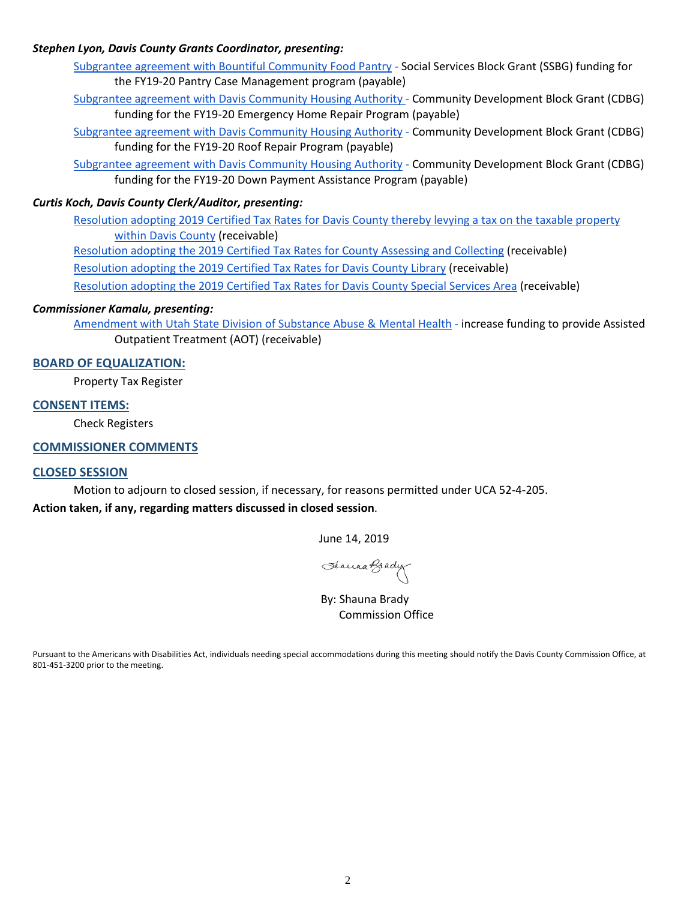***Stephen Lyon, Davis County Grants Coordinator, presenting:***

Subgrantee agreement with Bountiful Community Food Pantry - Social Services Block Grant (SSBG) funding for the FY19-20 Pantry Case Management program (payable)

Subgrantee agreement with Davis Community Housing Authority - Community Development Block Grant (CDBG) funding for the FY19-20 Emergency Home Repair Program (payable)

Subgrantee agreement with Davis Community Housing Authority - Community Development Block Grant (CDBG) funding for the FY19-20 Roof Repair Program (payable)

Subgrantee agreement with Davis Community Housing Authority - Community Development Block Grant (CDBG) funding for the FY19-20 Down Payment Assistance Program (payable)

***Curtis Koch, Davis County Clerk/Auditor, presenting:***

Resolution adopting 2019 Certified Tax Rates for Davis County thereby levying a tax on the taxable property within Davis County (receivable)

Resolution adopting the 2019 Certified Tax Rates for County Assessing and Collecting (receivable)

Resolution adopting the 2019 Certified Tax Rates for Davis County Library (receivable)

Resolution adopting the 2019 Certified Tax Rates for Davis County Special Services Area (receivable)

***Commissioner Kamalu, presenting:***

Amendment with Utah State Division of Substance Abuse & Mental Health - increase funding to provide Assisted Outpatient Treatment (AOT) (receivable)

## BOARD OF EQUALIZATION:

Property Tax Register

## CONSENT ITEMS:

Check Registers

## COMMISSIONER COMMENTS

## CLOSED SESSION

Motion to adjourn to closed session, if necessary, for reasons permitted under UCA 52-4-205.

**Action taken, if any, regarding matters discussed in closed session**.

June 14, 2019

Shauna Brady

By: Shauna Brady
Commission Office

Pursuant to the Americans with Disabilities Act, individuals needing special accommodations during this meeting should notify the Davis County Commission Office, at 801-451-3200 prior to the meeting.